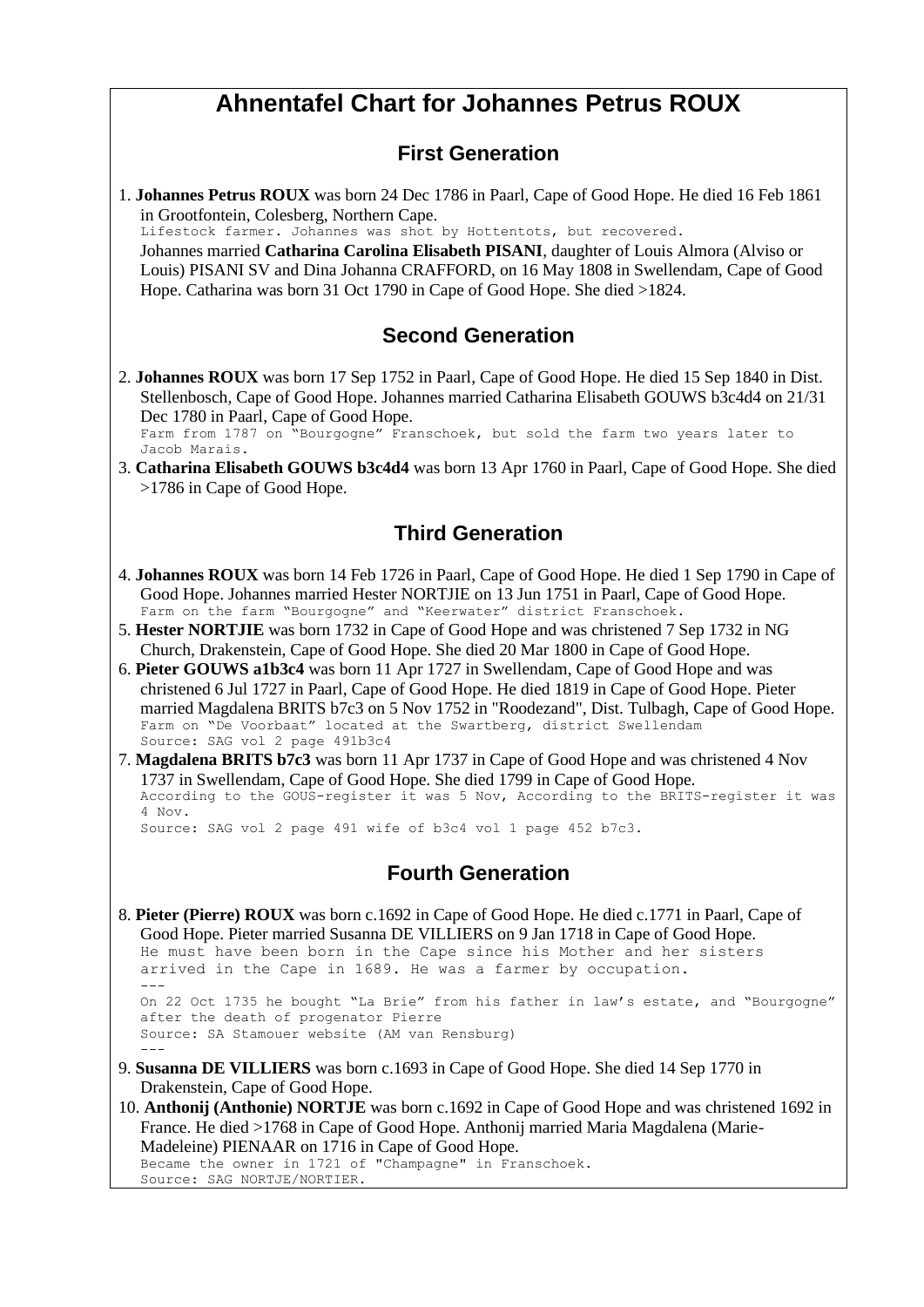# Ahnentafel Chart for Johannes Petrus ROUX

## First Generation

1. **Johannes Petrus ROUX** was born 24 Dec 1786 in Paarl, Cape of Good Hope. He died 16 Feb 1861 in Grootfontein, Colesberg, Northern Cape.
   Lifestock farmer. Johannes was shot by Hottentots, but recovered.
   Johannes married **Catharina Carolina Elisabeth PISANI**, daughter of Louis Almora (Alviso or Louis) PISANI SV and Dina Johanna CRAFFORD, on 16 May 1808 in Swellendam, Cape of Good Hope. Catharina was born 31 Oct 1790 in Cape of Good Hope. She died >1824.

## Second Generation

2. **Johannes ROUX** was born 17 Sep 1752 in Paarl, Cape of Good Hope. He died 15 Sep 1840 in Dist. Stellenbosch, Cape of Good Hope. Johannes married Catharina Elisabeth GOUWS b3c4d4 on 21/31 Dec 1780 in Paarl, Cape of Good Hope.
   Farm from 1787 on "Bourgogne" Franschoek, but sold the farm two years later to Jacob Marais.
3. **Catharina Elisabeth GOUWS b3c4d4** was born 13 Apr 1760 in Paarl, Cape of Good Hope. She died >1786 in Cape of Good Hope.

## Third Generation

4. **Johannes ROUX** was born 14 Feb 1726 in Paarl, Cape of Good Hope. He died 1 Sep 1790 in Cape of Good Hope. Johannes married Hester NORTJIE on 13 Jun 1751 in Paarl, Cape of Good Hope.
   Farm on the farm "Bourgogne" and "Keerwater" district Franschoek.
5. **Hester NORTJIE** was born 1732 in Cape of Good Hope and was christened 7 Sep 1732 in NG Church, Drakenstein, Cape of Good Hope. She died 20 Mar 1800 in Cape of Good Hope.
6. **Pieter GOUWS a1b3c4** was born 11 Apr 1727 in Swellendam, Cape of Good Hope and was christened 6 Jul 1727 in Paarl, Cape of Good Hope. He died 1819 in Cape of Good Hope. Pieter married Magdalena BRITS b7c3 on 5 Nov 1752 in "Roodezand", Dist. Tulbagh, Cape of Good Hope.
   Farm on "De Voorbaat" located at the Swartberg, district Swellendam
   Source: SAG vol 2 page 491b3c4
7. **Magdalena BRITS b7c3** was born 11 Apr 1737 in Cape of Good Hope and was christened 4 Nov 1737 in Swellendam, Cape of Good Hope. She died 1799 in Cape of Good Hope.
   According to the GOUS-register it was 5 Nov, According to the BRITS-register it was 4 Nov.
   Source: SAG vol 2 page 491 wife of b3c4 vol 1 page 452 b7c3.

## Fourth Generation

8. **Pieter (Pierre) ROUX** was born c.1692 in Cape of Good Hope. He died c.1771 in Paarl, Cape of Good Hope. Pieter married Susanna DE VILLIERS on 9 Jan 1718 in Cape of Good Hope.
   He must have been born in the Cape since his Mother and her sisters arrived in the Cape in 1689. He was a farmer by occupation.
   ---
   On 22 Oct 1735 he bought "La Brie" from his father in law's estate, and "Bourgogne" after the death of progenator Pierre
   Source: SA Stamouer website (AM van Rensburg)
   ---
9. **Susanna DE VILLIERS** was born c.1693 in Cape of Good Hope. She died 14 Sep 1770 in Drakenstein, Cape of Good Hope.
10. **Anthonij (Anthonie) NORTJE** was born c.1692 in Cape of Good Hope and was christened 1692 in France. He died >1768 in Cape of Good Hope. Anthonij married Maria Magdalena (Marie-Madeleine) PIENAAR on 1716 in Cape of Good Hope.
    Became the owner in 1721 of "Champagne" in Franschoek.
    Source: SAG NORTJE/NORTIER.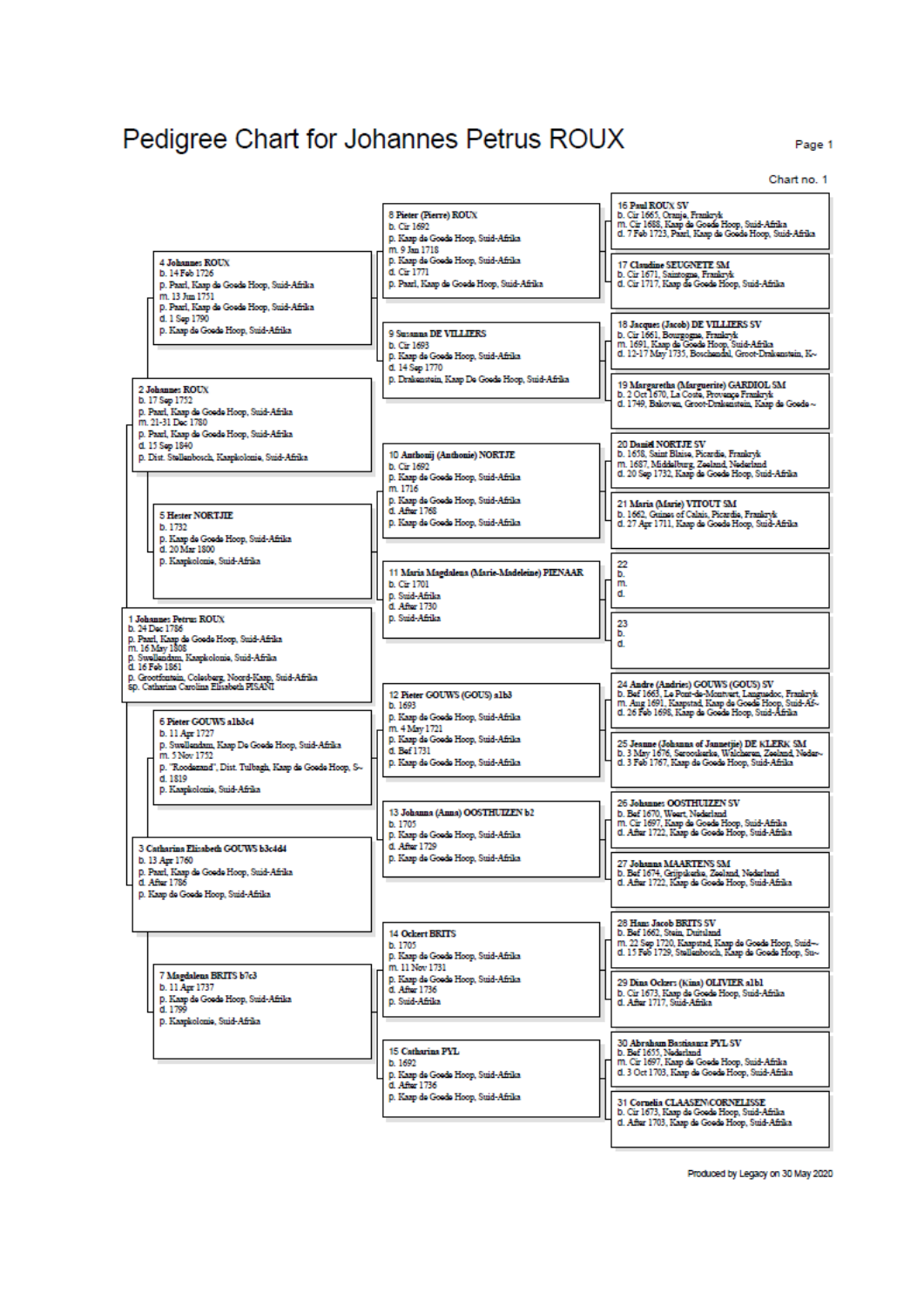# Pedigree Chart for Johannes Petrus ROUX

Chart no. 1

**1 Johannes Petrus ROUX**
b. 24 Dec 1786
p. Paarl, Kaap de Goede Hoop, Suid-Afrika
m. 16 May 1808
p. Swellendam, Kaapkolonie, Suid-Afrika
d. 16 Feb 1861
p. Grootfontein, Colesberg, Noord-Kaap, Suid-Afrika
sp. Catharina Carolina Elisabeth PISANI

**2 Johannes ROUX**
b. 17 Sep 1752
p. Paarl, Kaap de Goede Hoop, Suid-Afrika
m. 21-31 Dec 1780
p. Paarl, Kaap de Goede Hoop, Suid-Afrika
d. 15 Sep 1840
p. Dist. Stellenbosch, Kaapkolonie, Suid-Afrika

**3 Catharina Elisabeth GOUWS b3c4d4**
b. 13 Apr 1760
p. Paarl, Kaap de Goede Hoop, Suid-Afrika
d. After 1786
p. Kaap de Goede Hoop, Suid-Afrika

**4 Johannes ROUX**
b. 14 Feb 1726
p. Paarl, Kaap de Goede Hoop, Suid-Afrika
m. 13 Jun 1751
p. Paarl, Kaap de Goede Hoop, Suid-Afrika
d. 1 Sep 1790
p. Kaap de Goede Hoop, Suid-Afrika

**5 Hester NORTJIE**
b. 1732
p. Kaap de Goede Hoop, Suid-Afrika
d. 20 Mar 1800
p. Kaapkolonie, Suid-Afrika

**6 Pieter GOUWS a1b3c4**
b. 11 Apr 1727
p. Swellendam, Kaap De Goede Hoop, Suid-Afrika
m. 5 Nov 1752
p. "Roodezand", Dist. Tulbagh, Kaap de Goede Hoop, S~
d. 1819
p. Kaapkolonie, Suid-Afrika

**7 Magdalena BRITS b7c3**
b. 11 Apr 1737
p. Kaap de Goede Hoop, Suid-Afrika
d. 1799
p. Kaapkolonie, Suid-Afrika

**8 Pieter (Pierre) ROUX**
b. Cir 1692
p. Kaap de Goede Hoop, Suid-Afrika
m. 9 Jan 1718
p. Kaap de Goede Hoop, Suid-Afrika
d. Cir 1771
p. Paarl, Kaap de Goede Hoop, Suid-Afrika

**9 Susanna DE VILLIERS**
b. Cir 1693
p. Kaap de Goede Hoop, Suid-Afrika
d. 14 Sep 1770
p. Drakenstein, Kaap De Goede Hoop, Suid-Afrika

**10 Anthonij (Anthonie) NORTJE**
b. Cir 1692
p. Kaap de Goede Hoop, Suid-Afrika
m. 1716
p. Kaap de Goede Hoop, Suid-Afrika
d. After 1768
p. Kaap de Goede Hoop, Suid-Afrika

**11 Maria Magdalena (Marie-Madeleine) PIENAAR**
b. Cir 1701
p. Suid-Afrika
d. After 1730
p. Suid-Afrika

**12 Pieter GOUWS (GOUS) a1b3**
b. 1693
p. Kaap de Goede Hoop, Suid-Afrika
m. 4 May 1721
p. Kaap de Goede Hoop, Suid-Afrika
d. Bef 1731
p. Kaap de Goede Hoop, Suid-Afrika

**13 Johanna (Anna) OOSTHUIZEN b2**
b. 1705
p. Kaap de Goede Hoop, Suid-Afrika
d. After 1729
p. Kaap de Goede Hoop, Suid-Afrika

**14 Ockert BRITS**
b. 1705
p. Kaap de Goede Hoop, Suid-Afrika
m. 11 Nov 1731
p. Kaap de Goede Hoop, Suid-Afrika
d. After 1736
p. Suid-Afrika

**15 Catharina PYL**
b. 1692
p. Kaap de Goede Hoop, Suid-Afrika
d. After 1736
p. Kaap de Goede Hoop, Suid-Afrika

**16 Paul ROUX SV**
b. Cir 1665, Oranje, Frankryk
m. Cir 1688, Kaap de Goede Hoop, Suid-Afrika
d. 7 Feb 1723, Paarl, Kaap de Goede Hoop, Suid-Afrika

**17 Claudine SEUGNETE SM**
b. Cir 1671, Saintonge, Frankryk
d. Cir 1717, Kaap de Goede Hoop, Suid-Afrika

**18 Jacques (Jacob) DE VILLIERS SV**
b. Cir 1661, Bourgogne, Frankryk
m. 1691, Kaap de Goede Hoop, Suid-Afrika
d. 12-17 May 1735, Boschendal, Groot-Drakenstein, K~

**19 Margaretha (Marguerite) GARDIOL SM**
b. 2 Oct 1670, La Coste, Provence Frankryk
d. 1749, Bakoven, Groot-Drakenstein, Kaap de Goede ~

**20 Daniel NORTJE SV**
b. 1658, Saint Blaise, Picardie, Frankryk
m. 1687, Middelburg, Zeeland, Nederland
d. 20 Sep 1732, Kaap de Goede Hoop, Suid-Afrika

**21 Maria (Marie) VITOUT SM**
b. 1662, Guines of Calais, Picardie, Frankryk
d. 27 Apr 1711, Kaap de Goede Hoop, Suid-Afrika

**22**
b.
m.
d.

**23**
b.
d.

**24 Andre (Andries) GOUWS (GOUS) SV**
b. Bef 1663, Le Pont-de-Montvert, Languedoc, Frankryk
m. Aug 1691, Kaapstad, Kaap de Goede Hoop, Suid-Af~
d. 26 Feb 1698, Kaap de Goede Hoop, Suid-Afrika

**25 Jeanne (Johanna of Jannetjie) DE KLERK SM**
b. 3 May 1676, Serooskerke, Walcheren, Zeeland, Neder~
d. 3 Feb 1767, Kaap de Goede Hoop, Suid-Afrika

**26 Johannes OOSTHUIZEN SV**
b. Bef 1670, Weert, Nederland
m. Cir 1697, Kaap de Goede Hoop, Suid-Afrika
d. After 1722, Kaap de Goede Hoop, Suid-Afrika

**27 Johanna MAARTENS SM**
b. Bef 1674, Grijpskerke, Zeeland, Nederland
d. After 1722, Kaap de Goede Hoop, Suid-Afrika

**28 Hans Jacob BRITS SV**
b. Bef 1662, Stein, Duitsland
m. 22 Sep 1720, Kaapstad, Kaap de Goede Hoop, Suid~
d. 15 Feb 1729, Stellenbosch, Kaap de Goede Hoop, Su~

**29 Dina Ockers (Kina) OLIVIER a1b1**
b. Cir 1673, Kaap de Goede Hoop, Suid-Afrika
d. After 1717, Suid-Afrika

**30 Abraham Bastiaansz PYL SV**
b. Bef 1655, Nederland
m. Cir 1697, Kaap de Goede Hoop, Suid-Afrika
d. 3 Oct 1703, Kaap de Goede Hoop, Suid-Afrika

**31 Cornelia CLAASEN/CORNELISSE**
b. Cir 1673, Kaap de Goede Hoop, Suid-Afrika
d. After 1703, Kaap de Goede Hoop, Suid-Afrika

Produced by Legacy on 30 May 2020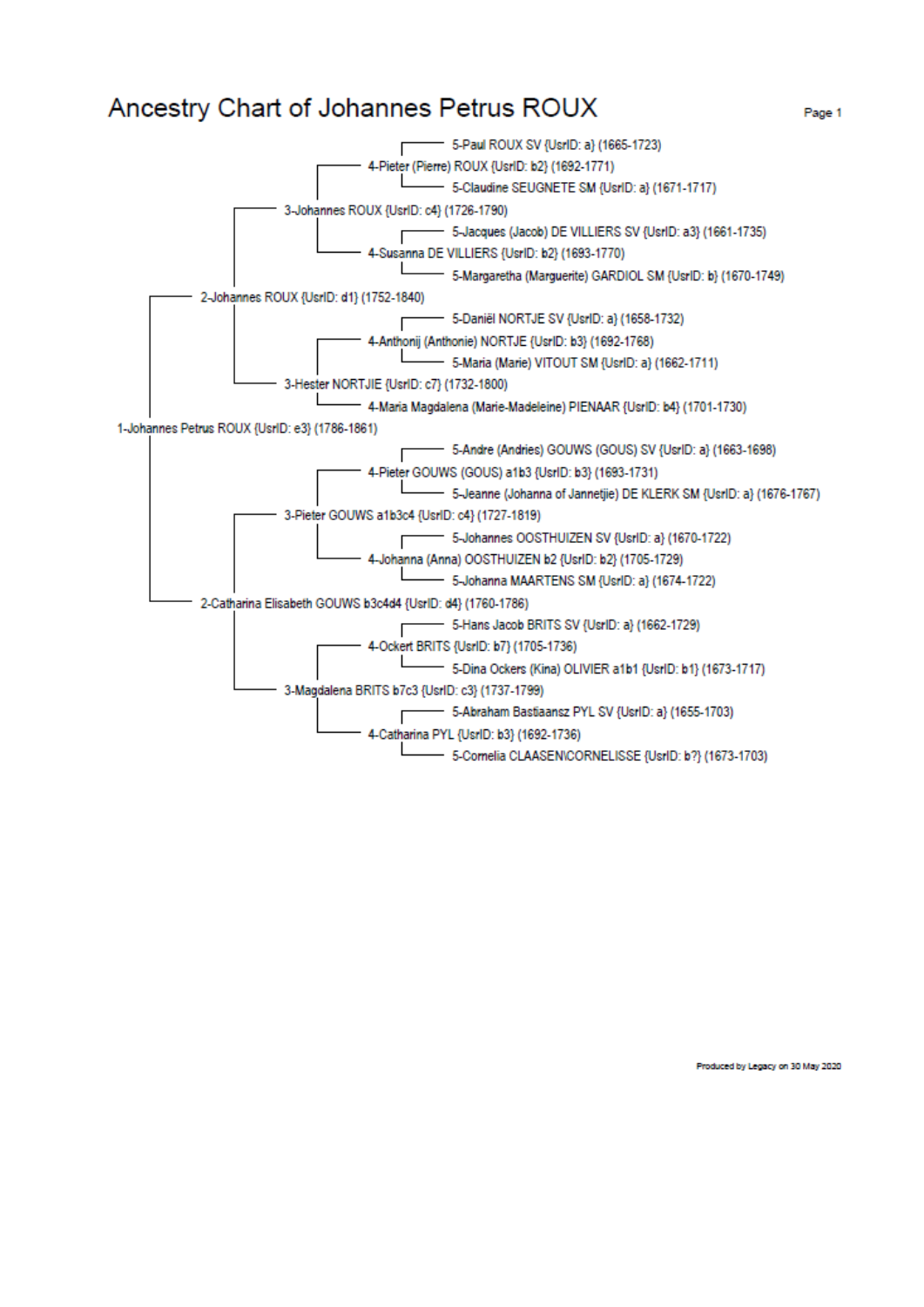# Ancestry Chart of Johannes Petrus ROUX

5-Paul ROUX SV {UsrID: a} (1665-1723)

4-Pieter (Pierre) ROUX {UsrID: b2} (1692-1771)

5-Claudine SEUGNETE SM {UsrID: a} (1671-1717)

3-Johannes ROUX {UsrID: c4} (1726-1790)

5-Jacques (Jacob) DE VILLIERS SV {UsrID: a3} (1661-1735)

4-Susanna DE VILLIERS {UsrID: b2} (1693-1770)

5-Margaretha (Marguerite) GARDIOL SM {UsrID: b} (1670-1749)

2-Johannes ROUX {UsrID: d1} (1752-1840)

5-Daniël NORTJE SV {UsrID: a} (1658-1732)

4-Anthonij (Anthonie) NORTJE {UsrID: b3} (1692-1768)

5-Maria (Marie) VITOUT SM {UsrID: a} (1662-1711)

3-Hester NORTJIE {UsrID: c7} (1732-1800)

4-Maria Magdalena (Marie-Madeleine) PIENAAR {UsrID: b4} (1701-1730)

1-Johannes Petrus ROUX {UsrID: e3} (1786-1861)

5-Andre (Andries) GOUWS (GOUS) SV {UsrID: a} (1663-1698)

4-Pieter GOUWS (GOUS) a1b3 {UsrID: b3} (1693-1731)

5-Jeanne (Johanna of Jannetjie) DE KLERK SM {UsrID: a} (1676-1767)

3-Pieter GOUWS a1b3c4 {UsrID: c4} (1727-1819)

5-Johannes OOSTHUIZEN SV {UsrID: a} (1670-1722)

4-Johanna (Anna) OOSTHUIZEN b2 {UsrID: b2} (1705-1729)

5-Johanna MAARTENS SM {UsrID: a} (1674-1722)

2-Catharina Elisabeth GOUWS b3c4d4 {UsrID: d4} (1760-1786)

5-Hans Jacob BRITS SV {UsrID: a} (1662-1729)

4-Ockert BRITS {UsrID: b7} (1705-1736)

5-Dina Ockers (Kina) OLIVIER a1b1 {UsrID: b1} (1673-1717)

3-Magdalena BRITS b7c3 {UsrID: c3} (1737-1799)

5-Abraham Bastiaansz PYL SV {UsrID: a} (1655-1703)

4-Catharina PYL {UsrID: b3} (1692-1736)

5-Cornelia CLAASEN\CORNELISSE {UsrID: b?} (1673-1703)

Produced by Legacy on 30 May 2020